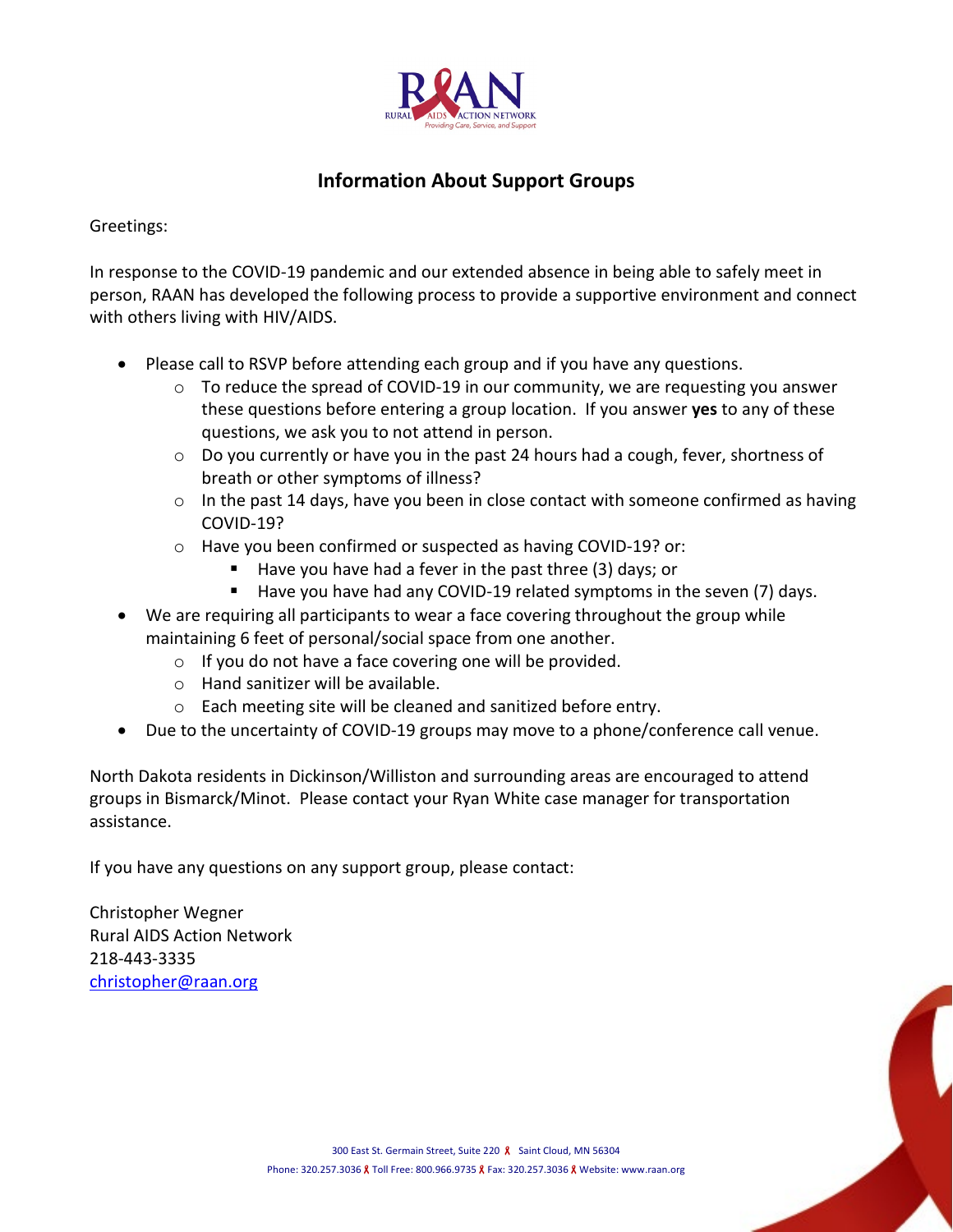RAAN
RURAL AIDS ACTION NETWORK
Providing Care, Service, and Support

## Information About Support Groups

Greetings:

In response to the COVID-19 pandemic and our extended absence in being able to safely meet in person, RAAN has developed the following process to provide a supportive environment and connect with others living with HIV/AIDS.

- Please call to RSVP before attending each group and if you have any questions.
    - To reduce the spread of COVID-19 in our community, we are requesting you answer these questions before entering a group location. If you answer **yes** to any of these questions, we ask you to not attend in person.
    - Do you currently or have you in the past 24 hours had a cough, fever, shortness of breath or other symptoms of illness?
    - In the past 14 days, have you been in close contact with someone confirmed as having COVID-19?
    - Have you been confirmed or suspected as having COVID-19? or:
        - Have you have had a fever in the past three (3) days; or
        - Have you have had any COVID-19 related symptoms in the seven (7) days.
- We are requiring all participants to wear a face covering throughout the group while maintaining 6 feet of personal/social space from one another.
    - If you do not have a face covering one will be provided.
    - Hand sanitizer will be available.
    - Each meeting site will be cleaned and sanitized before entry.
- Due to the uncertainty of COVID-19 groups may move to a phone/conference call venue.

North Dakota residents in Dickinson/Williston and surrounding areas are encouraged to attend groups in Bismarck/Minot. Please contact your Ryan White case manager for transportation assistance.

If you have any questions on any support group, please contact:

Christopher Wegner
Rural AIDS Action Network
218-443-3335
christopher@raan.org

300 East St. Germain Street, Suite 220 Saint Cloud, MN 56304
Phone: 320.257.3036 Toll Free: 800.966.9735 Fax: 320.257.3036 Website: www.raan.org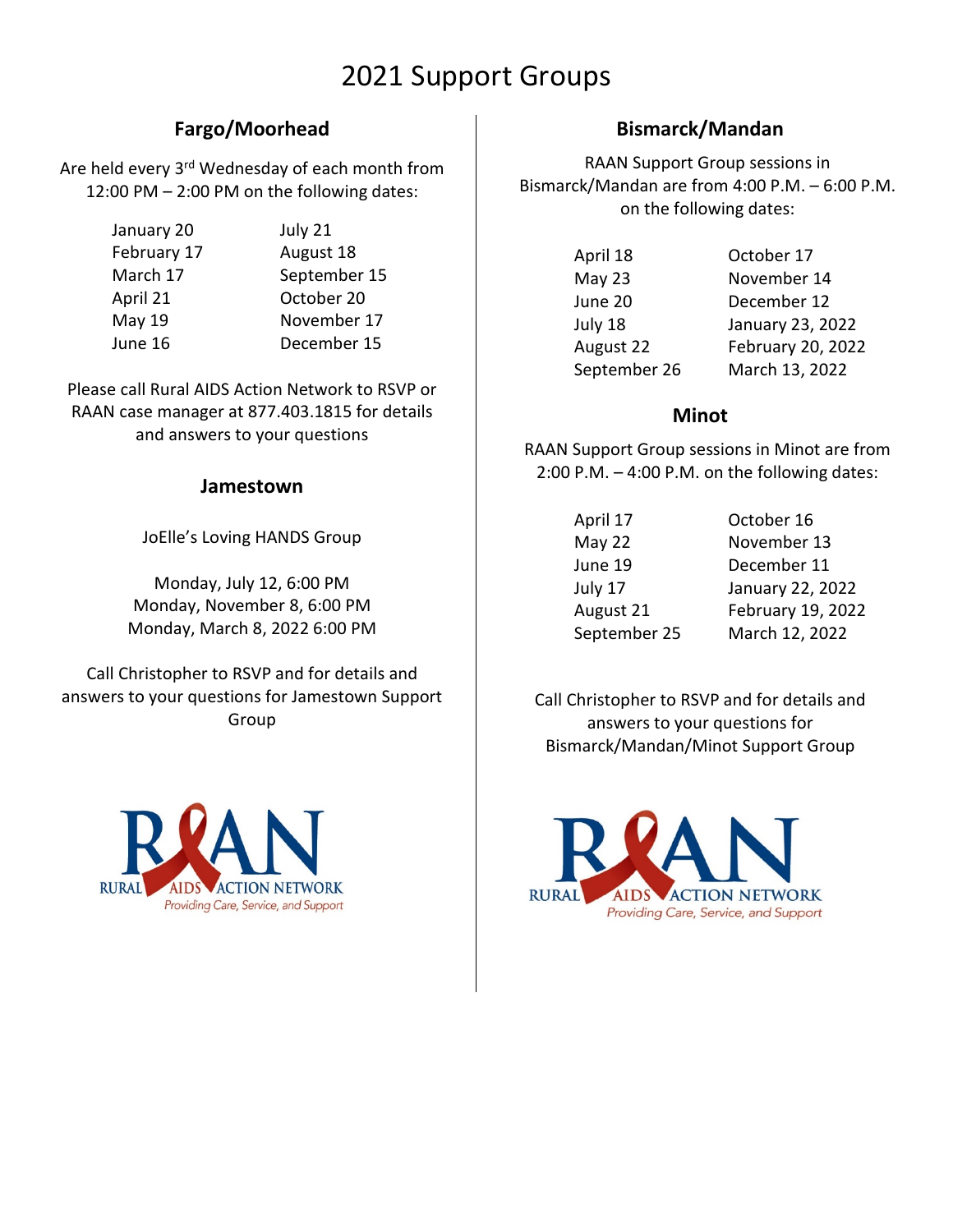# 2021 Support Groups

## Fargo/Moorhead

Are held every 3rd Wednesday of each month from 12:00 PM – 2:00 PM on the following dates:

| | |
|---|---|
| January 20 | July 21 |
| February 17 | August 18 |
| March 17 | September 15 |
| April 21 | October 20 |
| May 19 | November 17 |
| June 16 | December 15 |

Please call Rural AIDS Action Network to RSVP or RAAN case manager at 877.403.1815 for details and answers to your questions

## Jamestown

JoElle's Loving HANDS Group

Monday, July 12, 6:00 PM
Monday, November 8, 6:00 PM
Monday, March 8, 2022 6:00 PM

Call Christopher to RSVP and for details and answers to your questions for Jamestown Support Group

RAAN
RURAL AIDS ACTION NETWORK
*Providing Care, Service, and Support*

## Bismarck/Mandan

RAAN Support Group sessions in Bismarck/Mandan are from 4:00 P.M. – 6:00 P.M. on the following dates:

| | |
|---|---|
| April 18 | October 17 |
| May 23 | November 14 |
| June 20 | December 12 |
| July 18 | January 23, 2022 |
| August 22 | February 20, 2022 |
| September 26 | March 13, 2022 |

## Minot

RAAN Support Group sessions in Minot are from 2:00 P.M. – 4:00 P.M. on the following dates:

| | |
|---|---|
| April 17 | October 16 |
| May 22 | November 13 |
| June 19 | December 11 |
| July 17 | January 22, 2022 |
| August 21 | February 19, 2022 |
| September 25 | March 12, 2022 |

Call Christopher to RSVP and for details and answers to your questions for Bismarck/Mandan/Minot Support Group

RAAN
RURAL AIDS ACTION NETWORK
*Providing Care, Service, and Support*